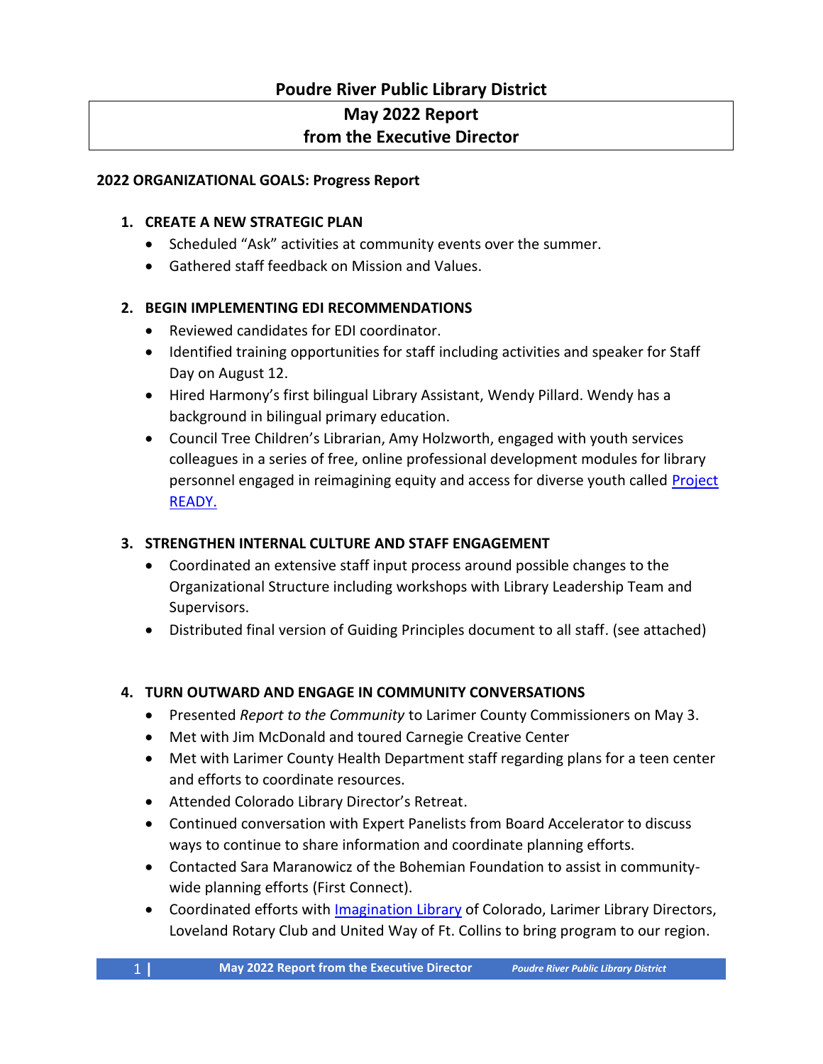# Poudre River Public Library District

## May 2022 Report from the Executive Director

**2022 ORGANIZATIONAL GOALS: Progress Report**

1. **CREATE A NEW STRATEGIC PLAN**
   - Scheduled "Ask" activities at community events over the summer.
   - Gathered staff feedback on Mission and Values.

2. **BEGIN IMPLEMENTING EDI RECOMMENDATIONS**
   - Reviewed candidates for EDI coordinator.
   - Identified training opportunities for staff including activities and speaker for Staff Day on August 12.
   - Hired Harmony's first bilingual Library Assistant, Wendy Pillard. Wendy has a background in bilingual primary education.
   - Council Tree Children's Librarian, Amy Holzworth, engaged with youth services colleagues in a series of free, online professional development modules for library personnel engaged in reimagining equity and access for diverse youth called Project READY.

3. **STRENGTHEN INTERNAL CULTURE AND STAFF ENGAGEMENT**
   - Coordinated an extensive staff input process around possible changes to the Organizational Structure including workshops with Library Leadership Team and Supervisors.
   - Distributed final version of Guiding Principles document to all staff. (see attached)

4. **TURN OUTWARD AND ENGAGE IN COMMUNITY CONVERSATIONS**
   - Presented *Report to the Community* to Larimer County Commissioners on May 3.
   - Met with Jim McDonald and toured Carnegie Creative Center
   - Met with Larimer County Health Department staff regarding plans for a teen center and efforts to coordinate resources.
   - Attended Colorado Library Director's Retreat.
   - Continued conversation with Expert Panelists from Board Accelerator to discuss ways to continue to share information and coordinate planning efforts.
   - Contacted Sara Maranowicz of the Bohemian Foundation to assist in community-wide planning efforts (First Connect).
   - Coordinated efforts with Imagination Library of Colorado, Larimer Library Directors, Loveland Rotary Club and United Way of Ft. Collins to bring program to our region.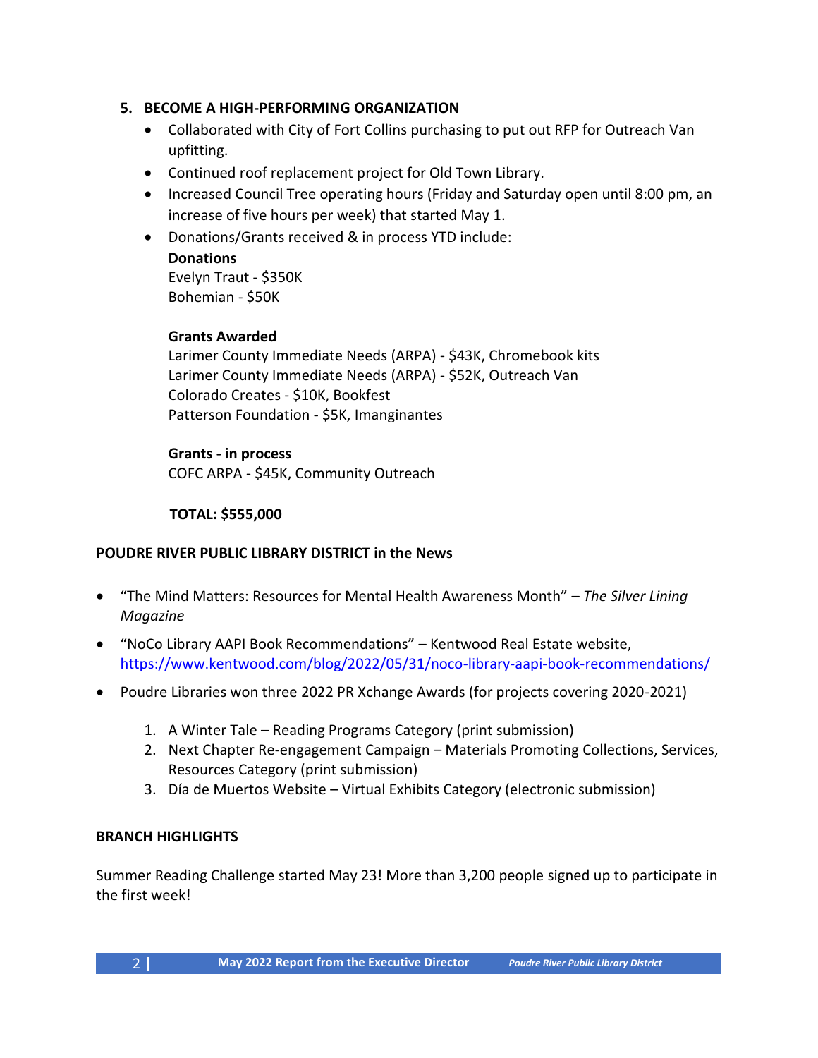5. **BECOME A HIGH-PERFORMING ORGANIZATION**
   - Collaborated with City of Fort Collins purchasing to put out RFP for Outreach Van upfitting.
   - Continued roof replacement project for Old Town Library.
   - Increased Council Tree operating hours (Friday and Saturday open until 8:00 pm, an increase of five hours per week) that started May 1.
   - Donations/Grants received & in process YTD include:

     **Donations**
     Evelyn Traut - $350K
     Bohemian - $50K

     **Grants Awarded**
     Larimer County Immediate Needs (ARPA) - $43K, Chromebook kits
     Larimer County Immediate Needs (ARPA) - $52K, Outreach Van
     Colorado Creates - $10K, Bookfest
     Patterson Foundation - $5K, Imanginantes

     **Grants - in process**
     COFC ARPA - $45K, Community Outreach

     **TOTAL: $555,000**

**POUDRE RIVER PUBLIC LIBRARY DISTRICT in the News**

- "The Mind Matters: Resources for Mental Health Awareness Month" – *The Silver Lining Magazine*
- "NoCo Library AAPI Book Recommendations" – Kentwood Real Estate website, https://www.kentwood.com/blog/2022/05/31/noco-library-aapi-book-recommendations/
- Poudre Libraries won three 2022 PR Xchange Awards (for projects covering 2020-2021)
  1. A Winter Tale – Reading Programs Category (print submission)
  2. Next Chapter Re-engagement Campaign – Materials Promoting Collections, Services, Resources Category (print submission)
  3. Día de Muertos Website – Virtual Exhibits Category (electronic submission)

**BRANCH HIGHLIGHTS**

Summer Reading Challenge started May 23! More than 3,200 people signed up to participate in the first week!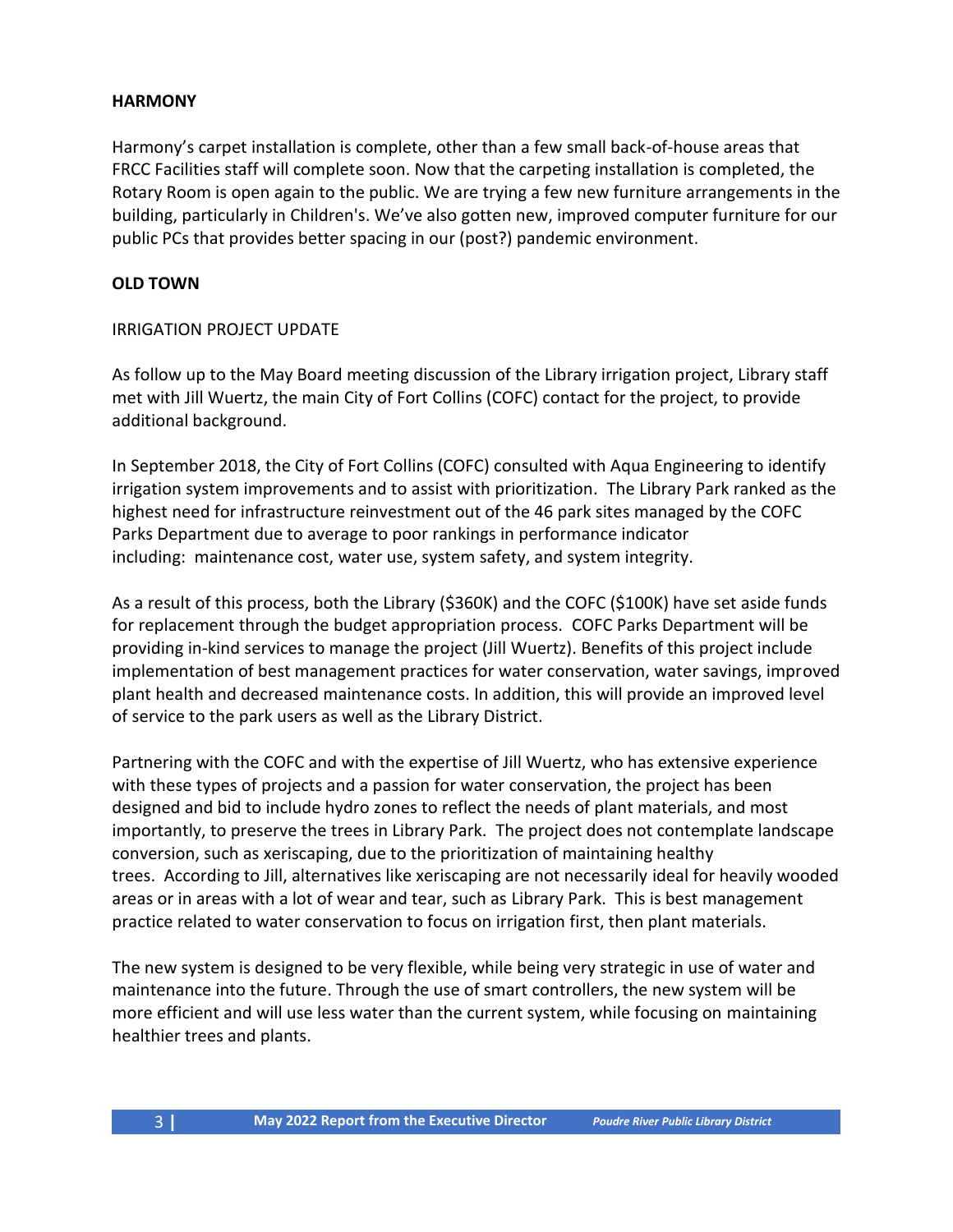**HARMONY**

Harmony's carpet installation is complete, other than a few small back-of-house areas that FRCC Facilities staff will complete soon. Now that the carpeting installation is completed, the Rotary Room is open again to the public. We are trying a few new furniture arrangements in the building, particularly in Children's. We've also gotten new, improved computer furniture for our public PCs that provides better spacing in our (post?) pandemic environment.

**OLD TOWN**

IRRIGATION PROJECT UPDATE

As follow up to the May Board meeting discussion of the Library irrigation project, Library staff met with Jill Wuertz, the main City of Fort Collins (COFC) contact for the project, to provide additional background.

In September 2018, the City of Fort Collins (COFC) consulted with Aqua Engineering to identify irrigation system improvements and to assist with prioritization. The Library Park ranked as the highest need for infrastructure reinvestment out of the 46 park sites managed by the COFC Parks Department due to average to poor rankings in performance indicator including: maintenance cost, water use, system safety, and system integrity.

As a result of this process, both the Library ($360K) and the COFC ($100K) have set aside funds for replacement through the budget appropriation process. COFC Parks Department will be providing in-kind services to manage the project (Jill Wuertz). Benefits of this project include implementation of best management practices for water conservation, water savings, improved plant health and decreased maintenance costs. In addition, this will provide an improved level of service to the park users as well as the Library District.

Partnering with the COFC and with the expertise of Jill Wuertz, who has extensive experience with these types of projects and a passion for water conservation, the project has been designed and bid to include hydro zones to reflect the needs of plant materials, and most importantly, to preserve the trees in Library Park. The project does not contemplate landscape conversion, such as xeriscaping, due to the prioritization of maintaining healthy trees. According to Jill, alternatives like xeriscaping are not necessarily ideal for heavily wooded areas or in areas with a lot of wear and tear, such as Library Park. This is best management practice related to water conservation to focus on irrigation first, then plant materials.

The new system is designed to be very flexible, while being very strategic in use of water and maintenance into the future. Through the use of smart controllers, the new system will be more efficient and will use less water than the current system, while focusing on maintaining healthier trees and plants.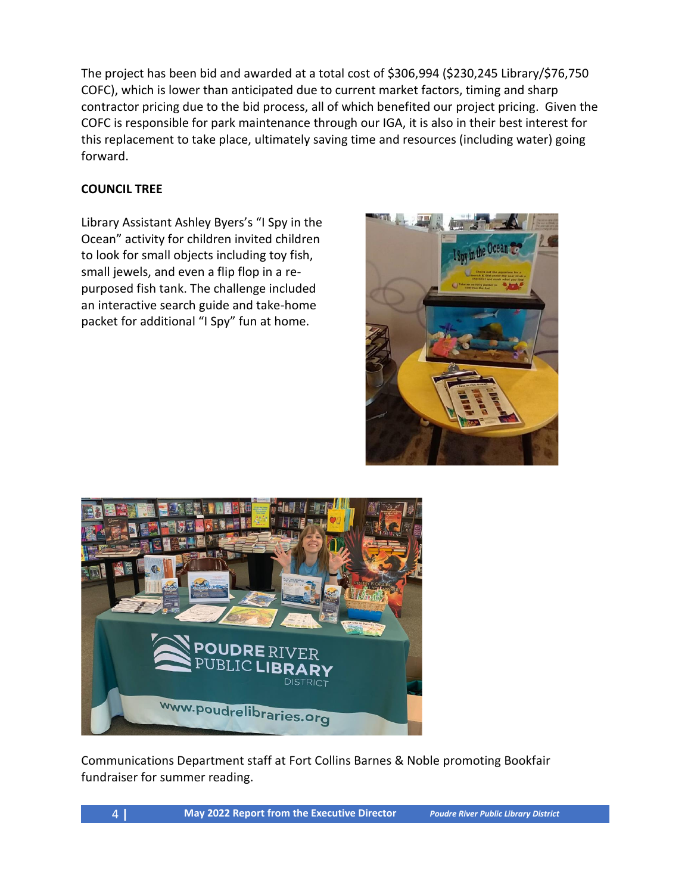The project has been bid and awarded at a total cost of $306,994 ($230,245 Library/$76,750 COFC), which is lower than anticipated due to current market factors, timing and sharp contractor pricing due to the bid process, all of which benefited our project pricing. Given the COFC is responsible for park maintenance through our IGA, it is also in their best interest for this replacement to take place, ultimately saving time and resources (including water) going forward.

**COUNCIL TREE**

Library Assistant Ashley Byers's "I Spy in the Ocean" activity for children invited children to look for small objects including toy fish, small jewels, and even a flip flop in a re-purposed fish tank. The challenge included an interactive search guide and take-home packet for additional "I Spy" fun at home.

Communications Department staff at Fort Collins Barnes & Noble promoting Bookfair fundraiser for summer reading.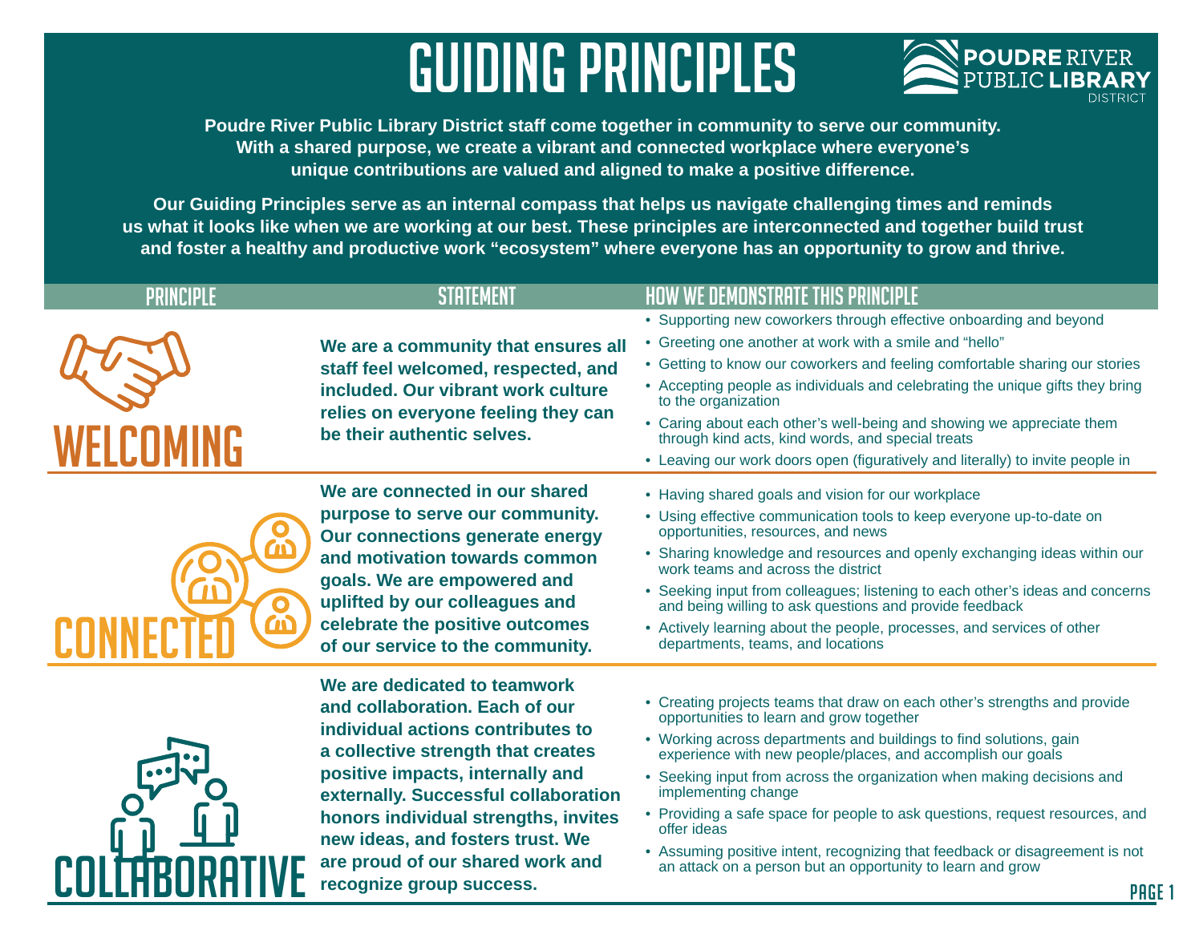# GUIDING PRINCIPLES

POUDRE RIVER PUBLIC LIBRARY DISTRICT

**Poudre River Public Library District staff come together in community to serve our community. With a shared purpose, we create a vibrant and connected workplace where everyone's unique contributions are valued and aligned to make a positive difference.**

**Our Guiding Principles serve as an internal compass that helps us navigate challenging times and reminds us what it looks like when we are working at our best. These principles are interconnected and together build trust and foster a healthy and productive work "ecosystem" where everyone has an opportunity to grow and thrive.**

| PRINCIPLE | STATEMENT | HOW WE DEMONSTRATE THIS PRINCIPLE |
|---|---|---|
| WELCOMING | **We are a community that ensures all staff feel welcomed, respected, and included. Our vibrant work culture relies on everyone feeling they can be their authentic selves.** | • Supporting new coworkers through effective onboarding and beyond<br>• Greeting one another at work with a smile and "hello"<br>• Getting to know our coworkers and feeling comfortable sharing our stories<br>• Accepting people as individuals and celebrating the unique gifts they bring to the organization<br>• Caring about each other's well-being and showing we appreciate them through kind acts, kind words, and special treats<br>• Leaving our work doors open (figuratively and literally) to invite people in |
| CONNECTED | **We are connected in our shared purpose to serve our community. Our connections generate energy and motivation towards common goals. We are empowered and uplifted by our colleagues and celebrate the positive outcomes of our service to the community.** | • Having shared goals and vision for our workplace<br>• Using effective communication tools to keep everyone up-to-date on opportunities, resources, and news<br>• Sharing knowledge and resources and openly exchanging ideas within our work teams and across the district<br>• Seeking input from colleagues; listening to each other's ideas and concerns and being willing to ask questions and provide feedback<br>• Actively learning about the people, processes, and services of other departments, teams, and locations |
| COLLABORATIVE | **We are dedicated to teamwork and collaboration. Each of our individual actions contributes to a collective strength that creates positive impacts, internally and externally. Successful collaboration honors individual strengths, invites new ideas, and fosters trust. We are proud of our shared work and recognize group success.** | • Creating projects teams that draw on each other's strengths and provide opportunities to learn and grow together<br>• Working across departments and buildings to find solutions, gain experience with new people/places, and accomplish our goals<br>• Seeking input from across the organization when making decisions and implementing change<br>• Providing a safe space for people to ask questions, request resources, and offer ideas<br>• Assuming positive intent, recognizing that feedback or disagreement is not an attack on a person but an opportunity to learn and grow |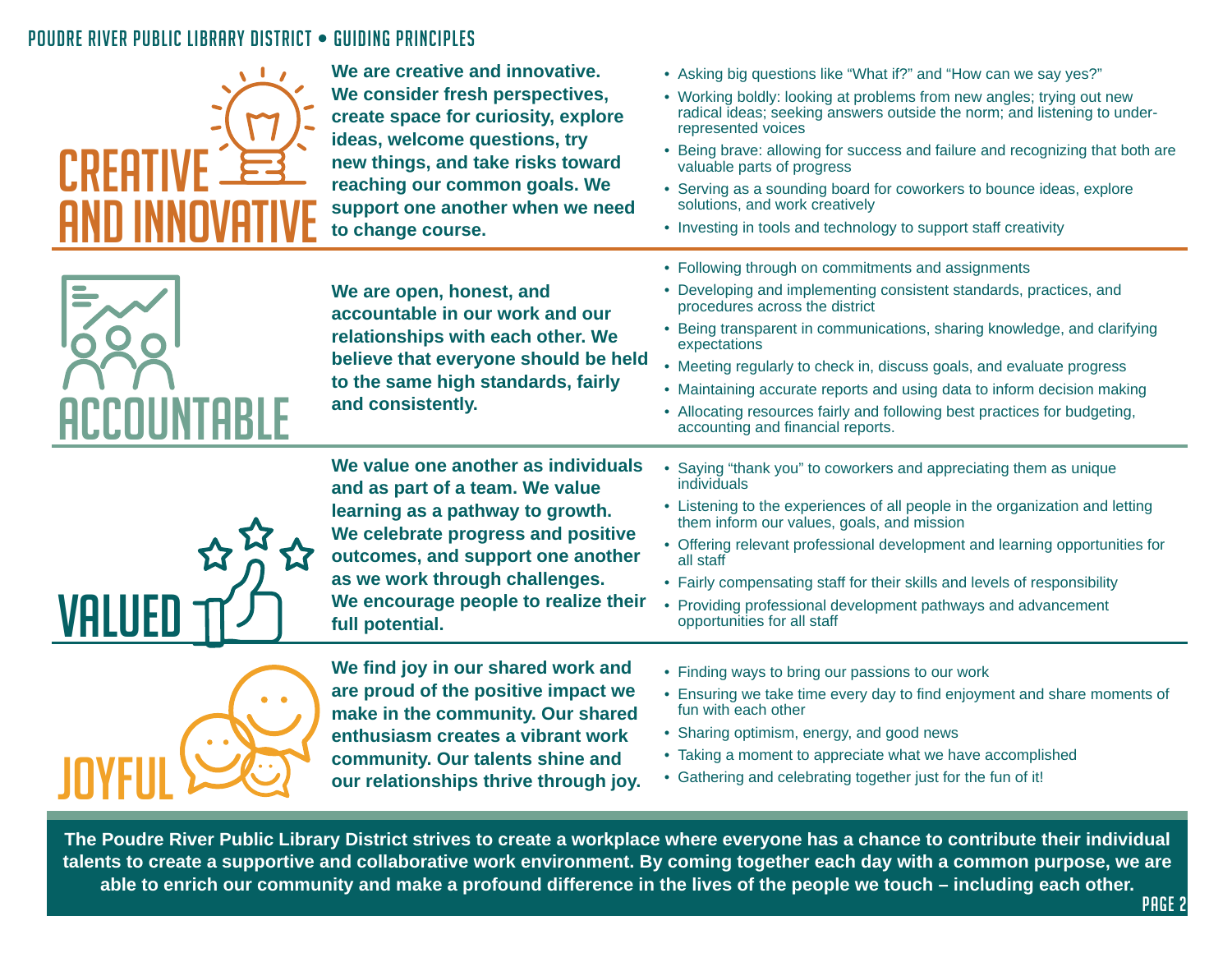# POUDRE RIVER PUBLIC LIBRARY DISTRICT • GUIDING PRINCIPLES

## CREATIVE AND INNOVATIVE

**We are creative and innovative. We consider fresh perspectives, create space for curiosity, explore ideas, welcome questions, try new things, and take risks toward reaching our common goals. We support one another when we need to change course.**

- Asking big questions like "What if?" and "How can we say yes?"
- Working boldly: looking at problems from new angles; trying out new radical ideas; seeking answers outside the norm; and listening to under-represented voices
- Being brave: allowing for success and failure and recognizing that both are valuable parts of progress
- Serving as a sounding board for coworkers to bounce ideas, explore solutions, and work creatively
- Investing in tools and technology to support staff creativity

## ACCOUNTABLE

**We are open, honest, and accountable in our work and our relationships with each other. We believe that everyone should be held to the same high standards, fairly and consistently.**

- Following through on commitments and assignments
- Developing and implementing consistent standards, practices, and procedures across the district
- Being transparent in communications, sharing knowledge, and clarifying expectations
- Meeting regularly to check in, discuss goals, and evaluate progress
- Maintaining accurate reports and using data to inform decision making
- Allocating resources fairly and following best practices for budgeting, accounting and financial reports.

## VALUED

**We value one another as individuals and as part of a team. We value learning as a pathway to growth. We celebrate progress and positive outcomes, and support one another as we work through challenges. We encourage people to realize their full potential.**

- Saying "thank you" to coworkers and appreciating them as unique individuals
- Listening to the experiences of all people in the organization and letting them inform our values, goals, and mission
- Offering relevant professional development and learning opportunities for all staff
- Fairly compensating staff for their skills and levels of responsibility
- Providing professional development pathways and advancement opportunities for all staff

## JOYFUL

**We find joy in our shared work and are proud of the positive impact we make in the community. Our shared enthusiasm creates a vibrant work community. Our talents shine and our relationships thrive through joy.**

- Finding ways to bring our passions to our work
- Ensuring we take time every day to find enjoyment and share moments of fun with each other
- Sharing optimism, energy, and good news
- Taking a moment to appreciate what we have accomplished
- Gathering and celebrating together just for the fun of it!

**The Poudre River Public Library District strives to create a workplace where everyone has a chance to contribute their individual talents to create a supportive and collaborative work environment. By coming together each day with a common purpose, we are able to enrich our community and make a profound difference in the lives of the people we touch – including each other.**